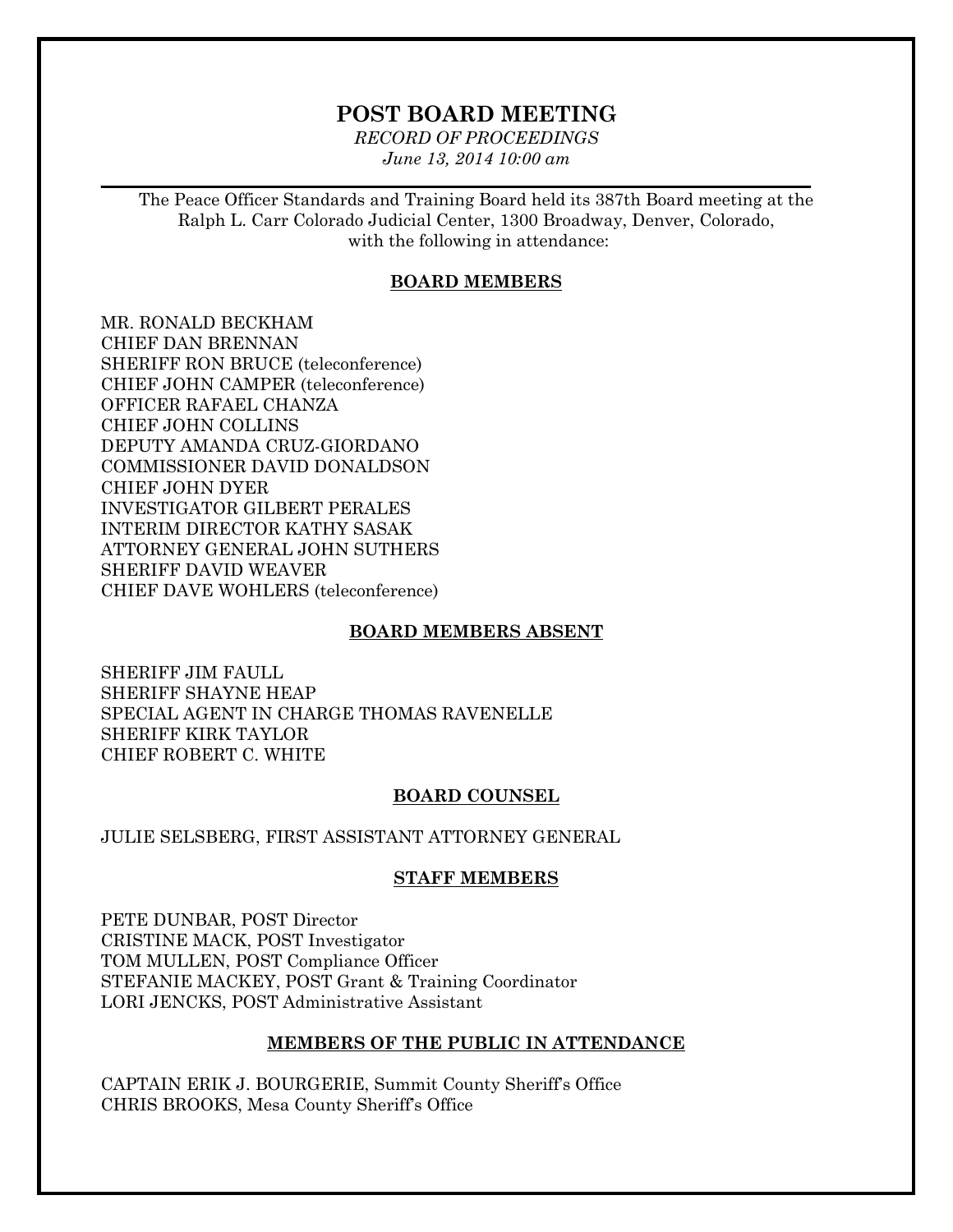# POST BOARD MEETING

*RECORD OF PROCEEDINGS*

*June 13, 2014 10:00 am*

---

The Peace Officer Standards and Training Board held its 387th Board meeting at the Ralph L. Carr Colorado Judicial Center, 1300 Broadway, Denver, Colorado, with the following in attendance:

## BOARD MEMBERS

MR. RONALD BECKHAM
CHIEF DAN BRENNAN
SHERIFF RON BRUCE (teleconference)
CHIEF JOHN CAMPER (teleconference)
OFFICER RAFAEL CHANZA
CHIEF JOHN COLLINS
DEPUTY AMANDA CRUZ-GIORDANO
COMMISSIONER DAVID DONALDSON
CHIEF JOHN DYER
INVESTIGATOR GILBERT PERALES
INTERIM DIRECTOR KATHY SASAK
ATTORNEY GENERAL JOHN SUTHERS
SHERIFF DAVID WEAVER
CHIEF DAVE WOHLERS (teleconference)

## BOARD MEMBERS ABSENT

SHERIFF JIM FAULL
SHERIFF SHAYNE HEAP
SPECIAL AGENT IN CHARGE THOMAS RAVENELLE
SHERIFF KIRK TAYLOR
CHIEF ROBERT C. WHITE

## BOARD COUNSEL

JULIE SELSBERG, FIRST ASSISTANT ATTORNEY GENERAL

## STAFF MEMBERS

PETE DUNBAR, POST Director
CRISTINE MACK, POST Investigator
TOM MULLEN, POST Compliance Officer
STEFANIE MACKEY, POST Grant & Training Coordinator
LORI JENCKS, POST Administrative Assistant

## MEMBERS OF THE PUBLIC IN ATTENDANCE

CAPTAIN ERIK J. BOURGERIE, Summit County Sheriff's Office
CHRIS BROOKS, Mesa County Sheriff's Office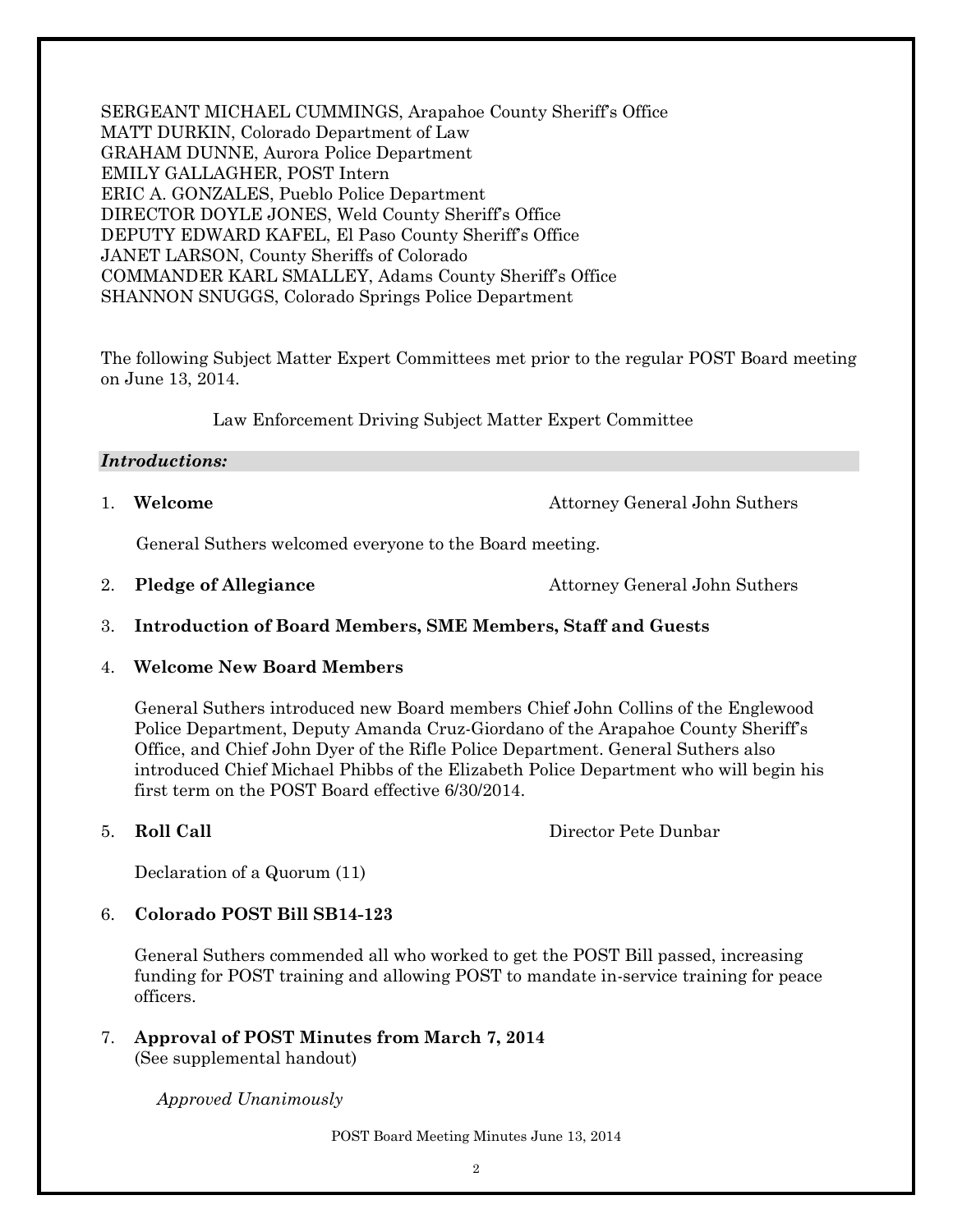SERGEANT MICHAEL CUMMINGS, Arapahoe County Sheriff's Office
MATT DURKIN, Colorado Department of Law
GRAHAM DUNNE, Aurora Police Department
EMILY GALLAGHER, POST Intern
ERIC A. GONZALES, Pueblo Police Department
DIRECTOR DOYLE JONES, Weld County Sheriff's Office
DEPUTY EDWARD KAFEL, El Paso County Sheriff's Office
JANET LARSON, County Sheriffs of Colorado
COMMANDER KARL SMALLEY, Adams County Sheriff's Office
SHANNON SNUGGS, Colorado Springs Police Department

The following Subject Matter Expert Committees met prior to the regular POST Board meeting on June 13, 2014.

Law Enforcement Driving Subject Matter Expert Committee

***Introductions:***

1. **Welcome** — Attorney General John Suthers

   General Suthers welcomed everyone to the Board meeting.

2. **Pledge of Allegiance** — Attorney General John Suthers

3. **Introduction of Board Members, SME Members, Staff and Guests**

4. **Welcome New Board Members**

   General Suthers introduced new Board members Chief John Collins of the Englewood Police Department, Deputy Amanda Cruz-Giordano of the Arapahoe County Sheriff's Office, and Chief John Dyer of the Rifle Police Department. General Suthers also introduced Chief Michael Phibbs of the Elizabeth Police Department who will begin his first term on the POST Board effective 6/30/2014.

5. **Roll Call** — Director Pete Dunbar

   Declaration of a Quorum (11)

6. **Colorado POST Bill SB14-123**

   General Suthers commended all who worked to get the POST Bill passed, increasing funding for POST training and allowing POST to mandate in-service training for peace officers.

7. **Approval of POST Minutes from March 7, 2014**
   (See supplemental handout)

   *Approved Unanimously*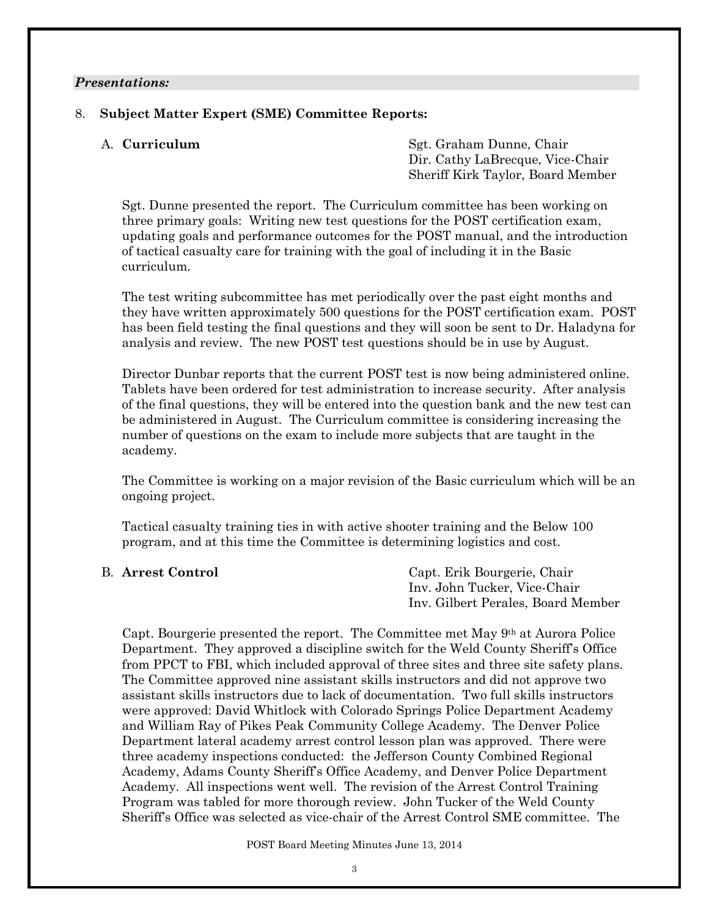***Presentations:***

8. **Subject Matter Expert (SME) Committee Reports:**

   A. **Curriculum**

   Sgt. Graham Dunne, Chair
   Dir. Cathy LaBrecque, Vice-Chair
   Sheriff Kirk Taylor, Board Member

   Sgt. Dunne presented the report. The Curriculum committee has been working on three primary goals: Writing new test questions for the POST certification exam, updating goals and performance outcomes for the POST manual, and the introduction of tactical casualty care for training with the goal of including it in the Basic curriculum.

   The test writing subcommittee has met periodically over the past eight months and they have written approximately 500 questions for the POST certification exam. POST has been field testing the final questions and they will soon be sent to Dr. Haladyna for analysis and review. The new POST test questions should be in use by August.

   Director Dunbar reports that the current POST test is now being administered online. Tablets have been ordered for test administration to increase security. After analysis of the final questions, they will be entered into the question bank and the new test can be administered in August. The Curriculum committee is considering increasing the number of questions on the exam to include more subjects that are taught in the academy.

   The Committee is working on a major revision of the Basic curriculum which will be an ongoing project.

   Tactical casualty training ties in with active shooter training and the Below 100 program, and at this time the Committee is determining logistics and cost.

   B. **Arrest Control**

   Capt. Erik Bourgerie, Chair
   Inv. John Tucker, Vice-Chair
   Inv. Gilbert Perales, Board Member

   Capt. Bourgerie presented the report. The Committee met May 9th at Aurora Police Department. They approved a discipline switch for the Weld County Sheriff's Office from PPCT to FBI, which included approval of three sites and three site safety plans. The Committee approved nine assistant skills instructors and did not approve two assistant skills instructors due to lack of documentation. Two full skills instructors were approved: David Whitlock with Colorado Springs Police Department Academy and William Ray of Pikes Peak Community College Academy. The Denver Police Department lateral academy arrest control lesson plan was approved. There were three academy inspections conducted: the Jefferson County Combined Regional Academy, Adams County Sheriff's Office Academy, and Denver Police Department Academy. All inspections went well. The revision of the Arrest Control Training Program was tabled for more thorough review. John Tucker of the Weld County Sheriff's Office was selected as vice-chair of the Arrest Control SME committee. The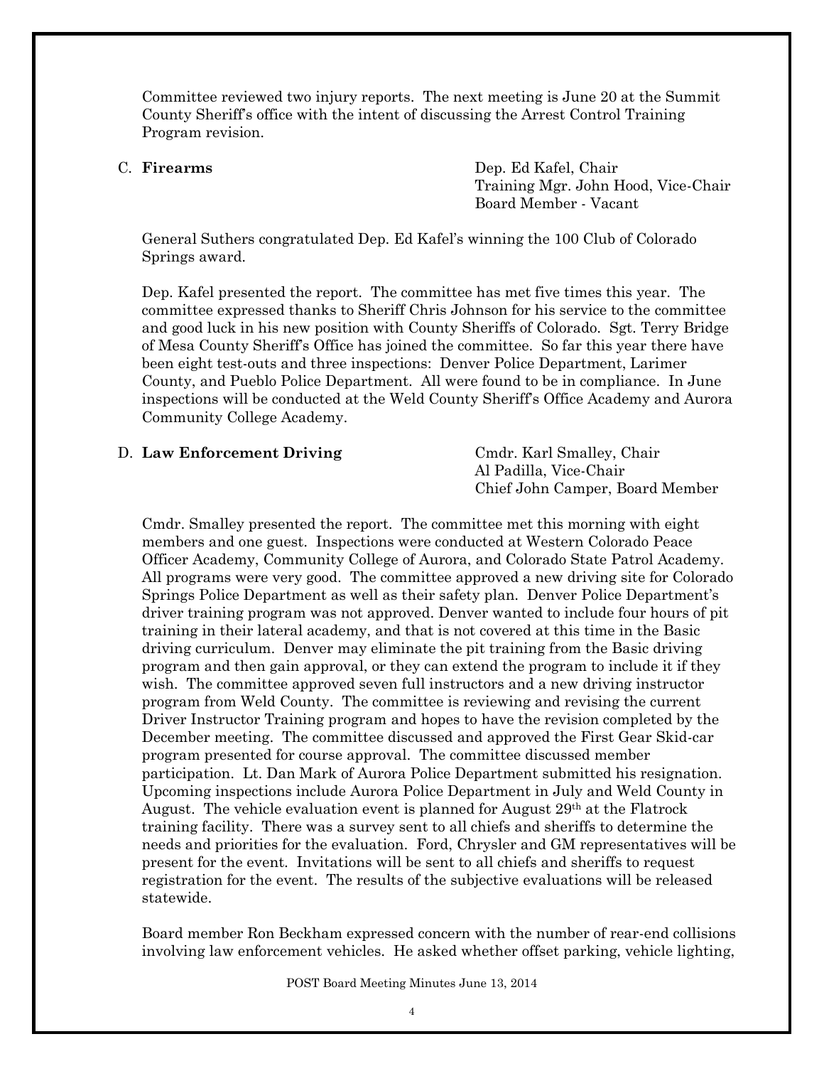Committee reviewed two injury reports. The next meeting is June 20 at the Summit County Sheriff's office with the intent of discussing the Arrest Control Training Program revision.

C. **Firearms** — Dep. Ed Kafel, Chair; Training Mgr. John Hood, Vice-Chair; Board Member - Vacant

General Suthers congratulated Dep. Ed Kafel's winning the 100 Club of Colorado Springs award.

Dep. Kafel presented the report. The committee has met five times this year. The committee expressed thanks to Sheriff Chris Johnson for his service to the committee and good luck in his new position with County Sheriffs of Colorado. Sgt. Terry Bridge of Mesa County Sheriff's Office has joined the committee. So far this year there have been eight test-outs and three inspections: Denver Police Department, Larimer County, and Pueblo Police Department. All were found to be in compliance. In June inspections will be conducted at the Weld County Sheriff's Office Academy and Aurora Community College Academy.

D. **Law Enforcement Driving** — Cmdr. Karl Smalley, Chair; Al Padilla, Vice-Chair; Chief John Camper, Board Member

Cmdr. Smalley presented the report. The committee met this morning with eight members and one guest. Inspections were conducted at Western Colorado Peace Officer Academy, Community College of Aurora, and Colorado State Patrol Academy. All programs were very good. The committee approved a new driving site for Colorado Springs Police Department as well as their safety plan. Denver Police Department's driver training program was not approved. Denver wanted to include four hours of pit training in their lateral academy, and that is not covered at this time in the Basic driving curriculum. Denver may eliminate the pit training from the Basic driving program and then gain approval, or they can extend the program to include it if they wish. The committee approved seven full instructors and a new driving instructor program from Weld County. The committee is reviewing and revising the current Driver Instructor Training program and hopes to have the revision completed by the December meeting. The committee discussed and approved the First Gear Skid-car program presented for course approval. The committee discussed member participation. Lt. Dan Mark of Aurora Police Department submitted his resignation. Upcoming inspections include Aurora Police Department in July and Weld County in August. The vehicle evaluation event is planned for August 29th at the Flatrock training facility. There was a survey sent to all chiefs and sheriffs to determine the needs and priorities for the evaluation. Ford, Chrysler and GM representatives will be present for the event. Invitations will be sent to all chiefs and sheriffs to request registration for the event. The results of the subjective evaluations will be released statewide.

Board member Ron Beckham expressed concern with the number of rear-end collisions involving law enforcement vehicles. He asked whether offset parking, vehicle lighting,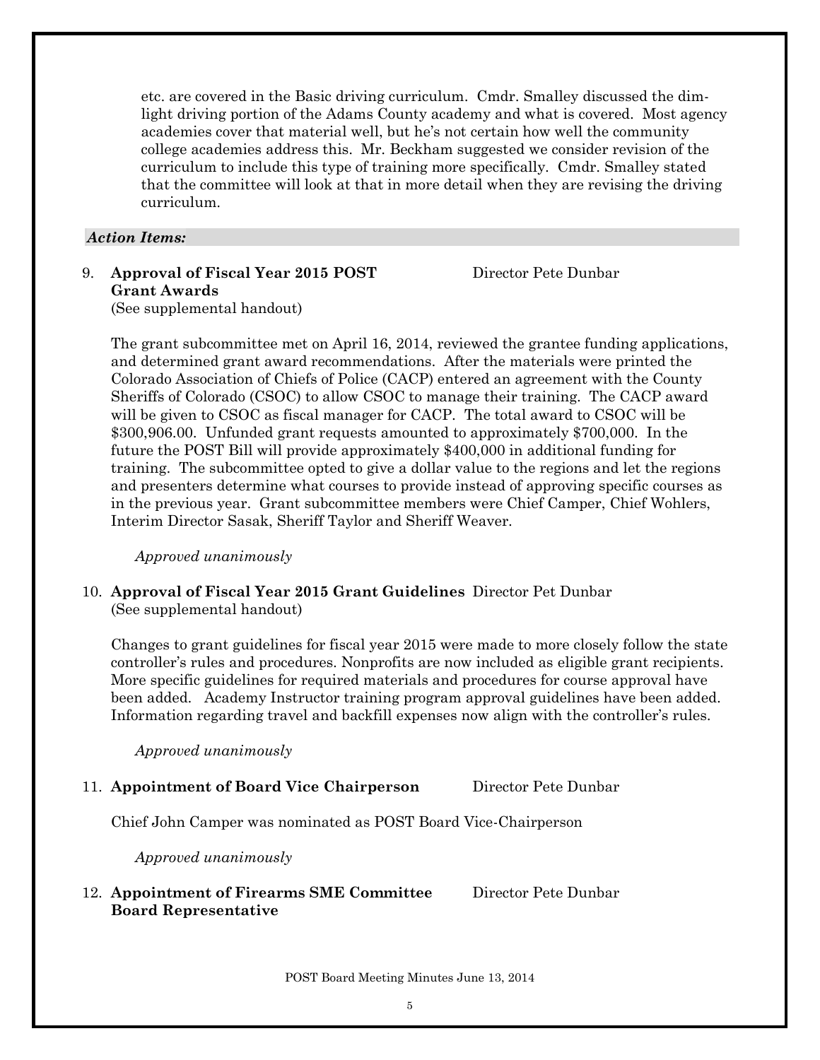etc. are covered in the Basic driving curriculum. Cmdr. Smalley discussed the dim-light driving portion of the Adams County academy and what is covered. Most agency academies cover that material well, but he's not certain how well the community college academies address this. Mr. Beckham suggested we consider revision of the curriculum to include this type of training more specifically. Cmdr. Smalley stated that the committee will look at that in more detail when they are revising the driving curriculum.

***Action Items:***

9. **Approval of Fiscal Year 2015 POST Grant Awards** Director Pete Dunbar
   (See supplemental handout)

   The grant subcommittee met on April 16, 2014, reviewed the grantee funding applications, and determined grant award recommendations. After the materials were printed the Colorado Association of Chiefs of Police (CACP) entered an agreement with the County Sheriffs of Colorado (CSOC) to allow CSOC to manage their training. The CACP award will be given to CSOC as fiscal manager for CACP. The total award to CSOC will be $300,906.00. Unfunded grant requests amounted to approximately $700,000. In the future the POST Bill will provide approximately $400,000 in additional funding for training. The subcommittee opted to give a dollar value to the regions and let the regions and presenters determine what courses to provide instead of approving specific courses as in the previous year. Grant subcommittee members were Chief Camper, Chief Wohlers, Interim Director Sasak, Sheriff Taylor and Sheriff Weaver.

   *Approved unanimously*

10. **Approval of Fiscal Year 2015 Grant Guidelines** Director Pet Dunbar
    (See supplemental handout)

    Changes to grant guidelines for fiscal year 2015 were made to more closely follow the state controller's rules and procedures. Nonprofits are now included as eligible grant recipients. More specific guidelines for required materials and procedures for course approval have been added. Academy Instructor training program approval guidelines have been added. Information regarding travel and backfill expenses now align with the controller's rules.

    *Approved unanimously*

11. **Appointment of Board Vice Chairperson** Director Pete Dunbar

    Chief John Camper was nominated as POST Board Vice-Chairperson

    *Approved unanimously*

12. **Appointment of Firearms SME Committee Board Representative** Director Pete Dunbar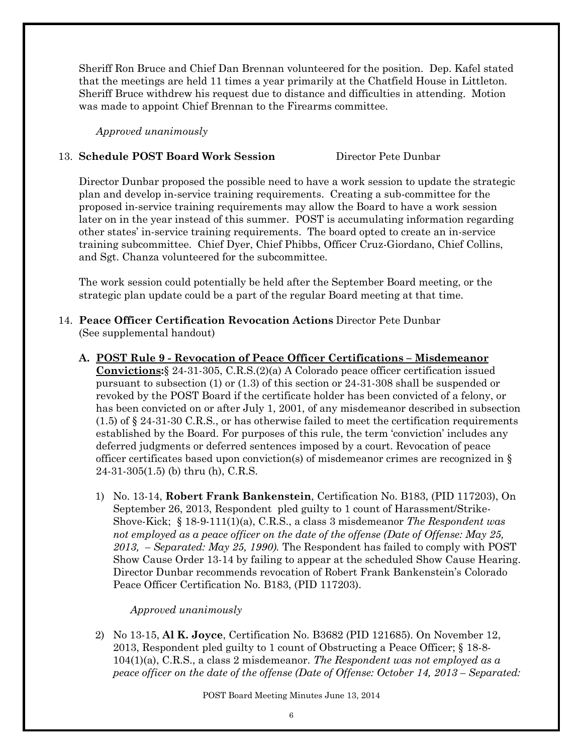Sheriff Ron Bruce and Chief Dan Brennan volunteered for the position. Dep. Kafel stated that the meetings are held 11 times a year primarily at the Chatfield House in Littleton. Sheriff Bruce withdrew his request due to distance and difficulties in attending. Motion was made to appoint Chief Brennan to the Firearms committee.

*Approved unanimously*

13. **Schedule POST Board Work Session** Director Pete Dunbar

Director Dunbar proposed the possible need to have a work session to update the strategic plan and develop in-service training requirements. Creating a sub-committee for the proposed in-service training requirements may allow the Board to have a work session later on in the year instead of this summer. POST is accumulating information regarding other states' in-service training requirements. The board opted to create an in-service training subcommittee. Chief Dyer, Chief Phibbs, Officer Cruz-Giordano, Chief Collins, and Sgt. Chanza volunteered for the subcommittee.

The work session could potentially be held after the September Board meeting, or the strategic plan update could be a part of the regular Board meeting at that time.

14. **Peace Officer Certification Revocation Actions** Director Pete Dunbar (See supplemental handout)

**A. <u>POST Rule 9 - Revocation of Peace Officer Certifications – Misdemeanor Convictions:</u>**§ 24-31-305, C.R.S.(2)(a) A Colorado peace officer certification issued pursuant to subsection (1) or (1.3) of this section or 24-31-308 shall be suspended or revoked by the POST Board if the certificate holder has been convicted of a felony, or has been convicted on or after July 1, 2001, of any misdemeanor described in subsection (1.5) of § 24-31-30 C.R.S., or has otherwise failed to meet the certification requirements established by the Board. For purposes of this rule, the term 'conviction' includes any deferred judgments or deferred sentences imposed by a court. Revocation of peace officer certificates based upon conviction(s) of misdemeanor crimes are recognized in § 24-31-305(1.5) (b) thru (h), C.R.S.

1) No. 13-14, **Robert Frank Bankenstein**, Certification No. B183, (PID 117203), On September 26, 2013, Respondent pled guilty to 1 count of Harassment/Strike-Shove-Kick; § 18-9-111(1)(a), C.R.S., a class 3 misdemeanor *The Respondent was not employed as a peace officer on the date of the offense (Date of Offense: May 25, 2013, – Separated: May 25, 1990).* The Respondent has failed to comply with POST Show Cause Order 13-14 by failing to appear at the scheduled Show Cause Hearing. Director Dunbar recommends revocation of Robert Frank Bankenstein's Colorado Peace Officer Certification No. B183, (PID 117203).

   *Approved unanimously*

2) No 13-15, **Al K. Joyce**, Certification No. B3682 (PID 121685). On November 12, 2013, Respondent pled guilty to 1 count of Obstructing a Peace Officer; § 18-8-104(1)(a), C.R.S., a class 2 misdemeanor. *The Respondent was not employed as a peace officer on the date of the offense (Date of Offense: October 14, 2013 – Separated:*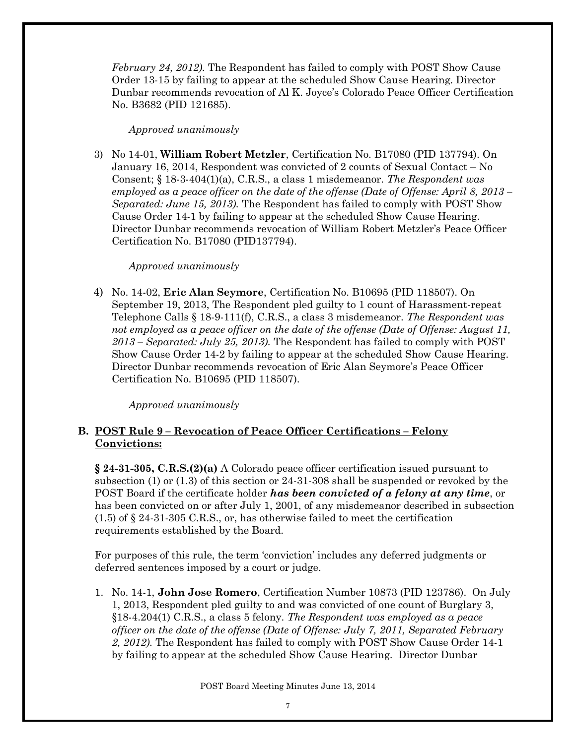*February 24, 2012).* The Respondent has failed to comply with POST Show Cause Order 13-15 by failing to appear at the scheduled Show Cause Hearing. Director Dunbar recommends revocation of Al K. Joyce's Colorado Peace Officer Certification No. B3682 (PID 121685).

*Approved unanimously*

3) No 14-01, **William Robert Metzler**, Certification No. B17080 (PID 137794). On January 16, 2014, Respondent was convicted of 2 counts of Sexual Contact – No Consent; § 18-3-404(1)(a), C.R.S., a class 1 misdemeanor. *The Respondent was employed as a peace officer on the date of the offense (Date of Offense: April 8, 2013 – Separated: June 15, 2013).* The Respondent has failed to comply with POST Show Cause Order 14-1 by failing to appear at the scheduled Show Cause Hearing. Director Dunbar recommends revocation of William Robert Metzler's Peace Officer Certification No. B17080 (PID137794).

*Approved unanimously*

4) No. 14-02, **Eric Alan Seymore**, Certification No. B10695 (PID 118507). On September 19, 2013, The Respondent pled guilty to 1 count of Harassment-repeat Telephone Calls § 18-9-111(f), C.R.S., a class 3 misdemeanor. *The Respondent was not employed as a peace officer on the date of the offense (Date of Offense: August 11, 2013 – Separated: July 25, 2013).* The Respondent has failed to comply with POST Show Cause Order 14-2 by failing to appear at the scheduled Show Cause Hearing. Director Dunbar recommends revocation of Eric Alan Seymore's Peace Officer Certification No. B10695 (PID 118507).

*Approved unanimously*

**B. POST Rule 9 – Revocation of Peace Officer Certifications – Felony Convictions:**

**§ 24-31-305, C.R.S.(2)(a)** A Colorado peace officer certification issued pursuant to subsection (1) or (1.3) of this section or 24-31-308 shall be suspended or revoked by the POST Board if the certificate holder ***has been convicted of a felony at any time***, or has been convicted on or after July 1, 2001, of any misdemeanor described in subsection (1.5) of § 24-31-305 C.R.S., or, has otherwise failed to meet the certification requirements established by the Board.

For purposes of this rule, the term 'conviction' includes any deferred judgments or deferred sentences imposed by a court or judge.

1. No. 14-1, **John Jose Romero**, Certification Number 10873 (PID 123786). On July 1, 2013, Respondent pled guilty to and was convicted of one count of Burglary 3, §18-4.204(1) C.R.S., a class 5 felony. *The Respondent was employed as a peace officer on the date of the offense (Date of Offense: July 7, 2011, Separated February 2, 2012).* The Respondent has failed to comply with POST Show Cause Order 14-1 by failing to appear at the scheduled Show Cause Hearing. Director Dunbar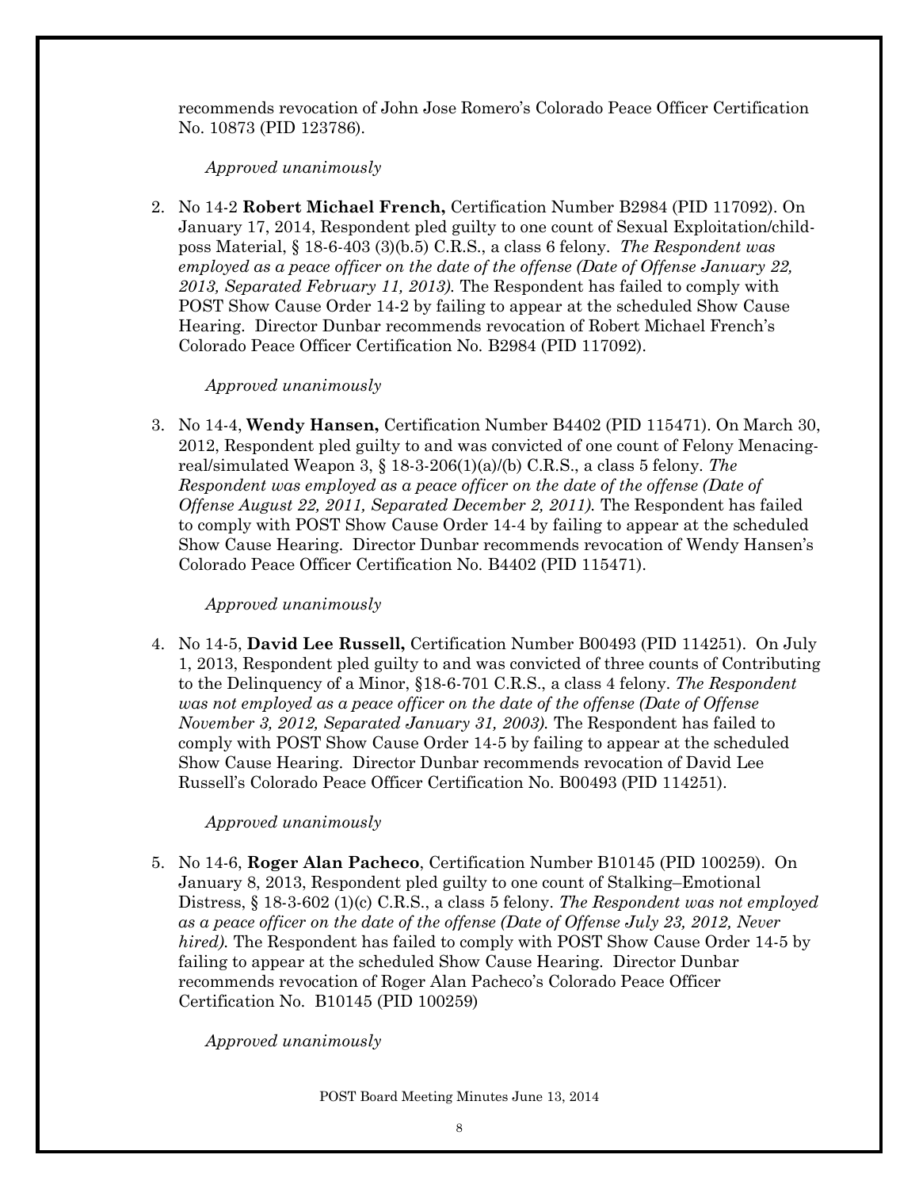recommends revocation of John Jose Romero's Colorado Peace Officer Certification No. 10873 (PID 123786).

*Approved unanimously*

2. No 14-2 **Robert Michael French,** Certification Number B2984 (PID 117092). On January 17, 2014, Respondent pled guilty to one count of Sexual Exploitation/child-poss Material, § 18-6-403 (3)(b.5) C.R.S., a class 6 felony. *The Respondent was employed as a peace officer on the date of the offense (Date of Offense January 22, 2013, Separated February 11, 2013).* The Respondent has failed to comply with POST Show Cause Order 14-2 by failing to appear at the scheduled Show Cause Hearing. Director Dunbar recommends revocation of Robert Michael French's Colorado Peace Officer Certification No. B2984 (PID 117092).

   *Approved unanimously*

3. No 14-4, **Wendy Hansen,** Certification Number B4402 (PID 115471). On March 30, 2012, Respondent pled guilty to and was convicted of one count of Felony Menacing-real/simulated Weapon 3, § 18-3-206(1)(a)/(b) C.R.S., a class 5 felony. *The Respondent was employed as a peace officer on the date of the offense (Date of Offense August 22, 2011, Separated December 2, 2011).* The Respondent has failed to comply with POST Show Cause Order 14-4 by failing to appear at the scheduled Show Cause Hearing. Director Dunbar recommends revocation of Wendy Hansen's Colorado Peace Officer Certification No. B4402 (PID 115471).

   *Approved unanimously*

4. No 14-5, **David Lee Russell,** Certification Number B00493 (PID 114251). On July 1, 2013, Respondent pled guilty to and was convicted of three counts of Contributing to the Delinquency of a Minor, §18-6-701 C.R.S., a class 4 felony. *The Respondent was not employed as a peace officer on the date of the offense (Date of Offense November 3, 2012, Separated January 31, 2003).* The Respondent has failed to comply with POST Show Cause Order 14-5 by failing to appear at the scheduled Show Cause Hearing. Director Dunbar recommends revocation of David Lee Russell's Colorado Peace Officer Certification No. B00493 (PID 114251).

   *Approved unanimously*

5. No 14-6, **Roger Alan Pacheco**, Certification Number B10145 (PID 100259). On January 8, 2013, Respondent pled guilty to one count of Stalking–Emotional Distress, § 18-3-602 (1)(c) C.R.S., a class 5 felony. *The Respondent was not employed as a peace officer on the date of the offense (Date of Offense July 23, 2012, Never hired).* The Respondent has failed to comply with POST Show Cause Order 14-5 by failing to appear at the scheduled Show Cause Hearing. Director Dunbar recommends revocation of Roger Alan Pacheco's Colorado Peace Officer Certification No. B10145 (PID 100259)

   *Approved unanimously*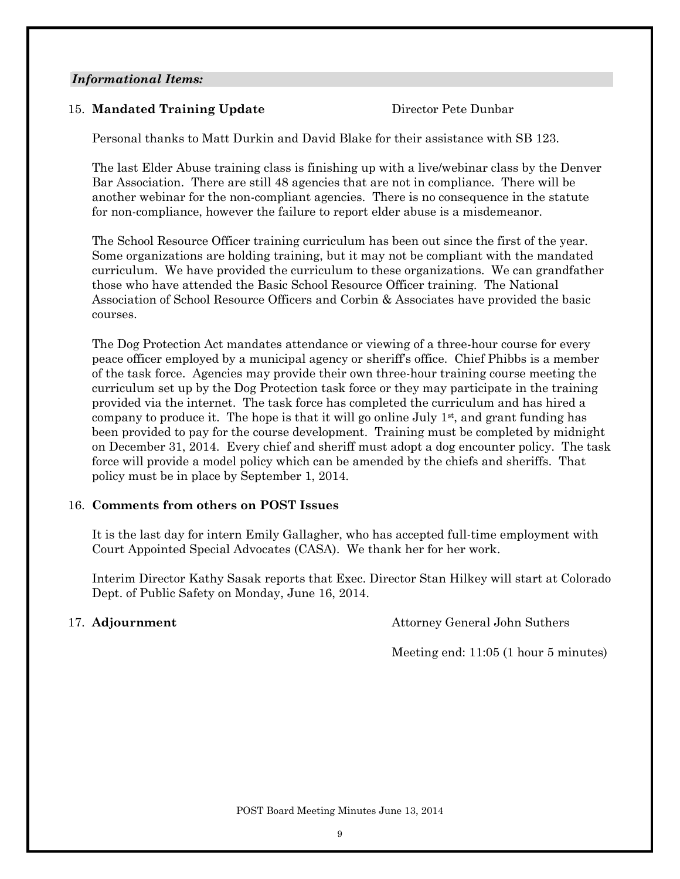***Informational Items:***

15. **Mandated Training Update** Director Pete Dunbar

Personal thanks to Matt Durkin and David Blake for their assistance with SB 123.

The last Elder Abuse training class is finishing up with a live/webinar class by the Denver Bar Association. There are still 48 agencies that are not in compliance. There will be another webinar for the non-compliant agencies. There is no consequence in the statute for non-compliance, however the failure to report elder abuse is a misdemeanor.

The School Resource Officer training curriculum has been out since the first of the year. Some organizations are holding training, but it may not be compliant with the mandated curriculum. We have provided the curriculum to these organizations. We can grandfather those who have attended the Basic School Resource Officer training. The National Association of School Resource Officers and Corbin & Associates have provided the basic courses.

The Dog Protection Act mandates attendance or viewing of a three-hour course for every peace officer employed by a municipal agency or sheriff's office. Chief Phibbs is a member of the task force. Agencies may provide their own three-hour training course meeting the curriculum set up by the Dog Protection task force or they may participate in the training provided via the internet. The task force has completed the curriculum and has hired a company to produce it. The hope is that it will go online July 1st, and grant funding has been provided to pay for the course development. Training must be completed by midnight on December 31, 2014. Every chief and sheriff must adopt a dog encounter policy. The task force will provide a model policy which can be amended by the chiefs and sheriffs. That policy must be in place by September 1, 2014.

16. **Comments from others on POST Issues**

It is the last day for intern Emily Gallagher, who has accepted full-time employment with Court Appointed Special Advocates (CASA). We thank her for her work.

Interim Director Kathy Sasak reports that Exec. Director Stan Hilkey will start at Colorado Dept. of Public Safety on Monday, June 16, 2014.

17. **Adjournment** Attorney General John Suthers

Meeting end: 11:05 (1 hour 5 minutes)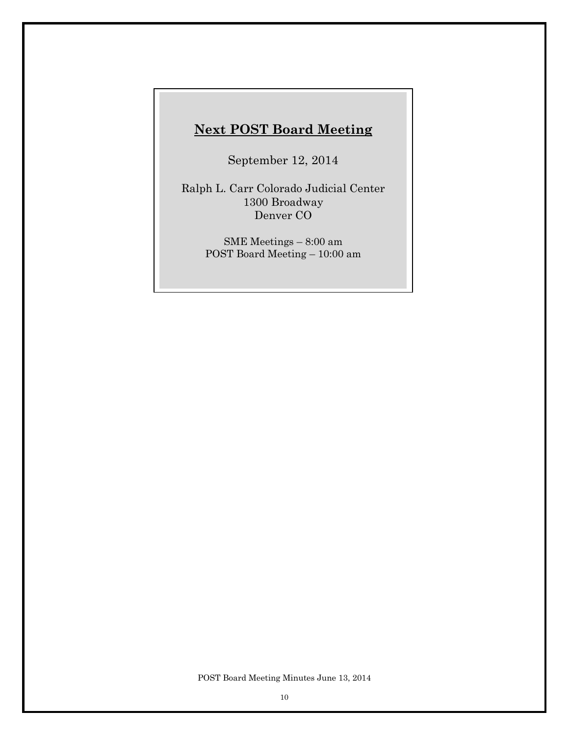## **Next POST Board Meeting**

September 12, 2014

Ralph L. Carr Colorado Judicial Center
1300 Broadway
Denver CO

SME Meetings – 8:00 am
POST Board Meeting – 10:00 am